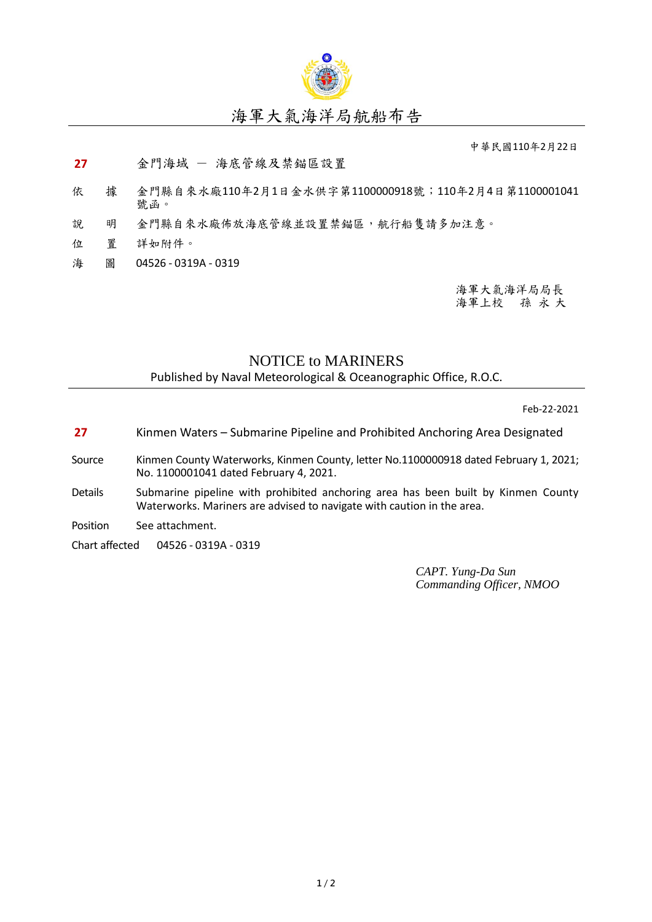# 海軍大氣海洋局航船布告

中華民國110年2月22日

**27** 金門海域 － 海底管線及禁錨區設置

依 據 金門縣自來水廠110年2月1日金水供字第1100000918號；110年2月4日第1100001041號函。

說 明 金門縣自來水廠佈放海底管線並設置禁錨區，航行船隻請多加注意。

位 置 詳如附件。

海 圖 04526 - 0319A - 0319

海軍大氣海洋局局長
海軍上校 孫 永 大

## NOTICE to MARINERS

Published by Naval Meteorological & Oceanographic Office, R.O.C.

Feb-22-2021

**27** Kinmen Waters – Submarine Pipeline and Prohibited Anchoring Area Designated

Source: Kinmen County Waterworks, Kinmen County, letter No.1100000918 dated February 1, 2021; No. 1100001041 dated February 4, 2021.

Details: Submarine pipeline with prohibited anchoring area has been built by Kinmen County Waterworks. Mariners are advised to navigate with caution in the area.

Position: See attachment.

Chart affected: 04526 - 0319A - 0319

*CAPT. Yung-Da Sun*
*Commanding Officer, NMOO*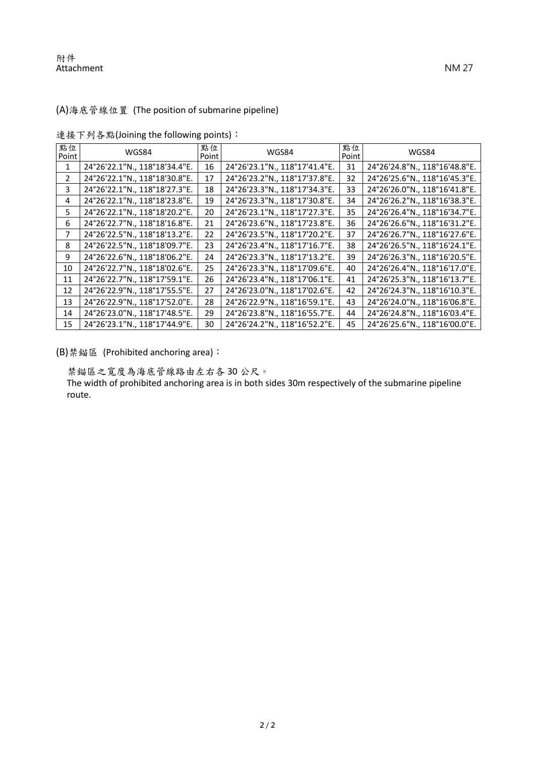附件
Attachment

NM 27

## (A)海底管線位置 (The position of submarine pipeline)

連接下列各點(Joining the following points)：

| 點位 Point | WGS84 | 點位 Point | WGS84 | 點位 Point | WGS84 |
|---|---|---|---|---|---|
| 1 | 24°26'22.1"N., 118°18'34.4"E. | 16 | 24°26'23.1"N., 118°17'41.4"E. | 31 | 24°26'24.8"N., 118°16'48.8"E. |
| 2 | 24°26'22.1"N., 118°18'30.8"E. | 17 | 24°26'23.2"N., 118°17'37.8"E. | 32 | 24°26'25.6"N., 118°16'45.3"E. |
| 3 | 24°26'22.1"N., 118°18'27.3"E. | 18 | 24°26'23.3"N., 118°17'34.3"E. | 33 | 24°26'26.0"N., 118°16'41.8"E. |
| 4 | 24°26'22.1"N., 118°18'23.8"E. | 19 | 24°26'23.3"N., 118°17'30.8"E. | 34 | 24°26'26.2"N., 118°16'38.3"E. |
| 5 | 24°26'22.1"N., 118°18'20.2"E. | 20 | 24°26'23.1"N., 118°17'27.3"E. | 35 | 24°26'26.4"N., 118°16'34.7"E. |
| 6 | 24°26'22.7"N., 118°18'16.8"E. | 21 | 24°26'23.6"N., 118°17'23.8"E. | 36 | 24°26'26.6"N., 118°16'31.2"E. |
| 7 | 24°26'22.5"N., 118°18'13.2"E. | 22 | 24°26'23.5"N., 118°17'20.2"E. | 37 | 24°26'26.7"N., 118°16'27.6"E. |
| 8 | 24°26'22.5"N., 118°18'09.7"E. | 23 | 24°26'23.4"N., 118°17'16.7"E. | 38 | 24°26'26.5"N., 118°16'24.1"E. |
| 9 | 24°26'22.6"N., 118°18'06.2"E. | 24 | 24°26'23.3"N., 118°17'13.2"E. | 39 | 24°26'26.3"N., 118°16'20.5"E. |
| 10 | 24°26'22.7"N., 118°18'02.6"E. | 25 | 24°26'23.3"N., 118°17'09.6"E. | 40 | 24°26'26.4"N., 118°16'17.0"E. |
| 11 | 24°26'22.7"N., 118°17'59.1"E. | 26 | 24°26'23.4"N., 118°17'06.1"E. | 41 | 24°26'25.3"N., 118°16'13.7"E. |
| 12 | 24°26'22.9"N., 118°17'55.5"E. | 27 | 24°26'23.0"N., 118°17'02.6"E. | 42 | 24°26'24.3"N., 118°16'10.3"E. |
| 13 | 24°26'22.9"N., 118°17'52.0"E. | 28 | 24°26'22.9"N., 118°16'59.1"E. | 43 | 24°26'24.0"N., 118°16'06.8"E. |
| 14 | 24°26'23.0"N., 118°17'48.5"E. | 29 | 24°26'23.8"N., 118°16'55.7"E. | 44 | 24°26'24.8"N., 118°16'03.4"E. |
| 15 | 24°26'23.1"N., 118°17'44.9"E. | 30 | 24°26'24.2"N., 118°16'52.2"E. | 45 | 24°26'25.6"N., 118°16'00.0"E. |

## (B)禁錨區 (Prohibited anchoring area)：

禁錨區之寬度為海底管線路由左右各 30 公尺。
The width of prohibited anchoring area is in both sides 30m respectively of the submarine pipeline route.